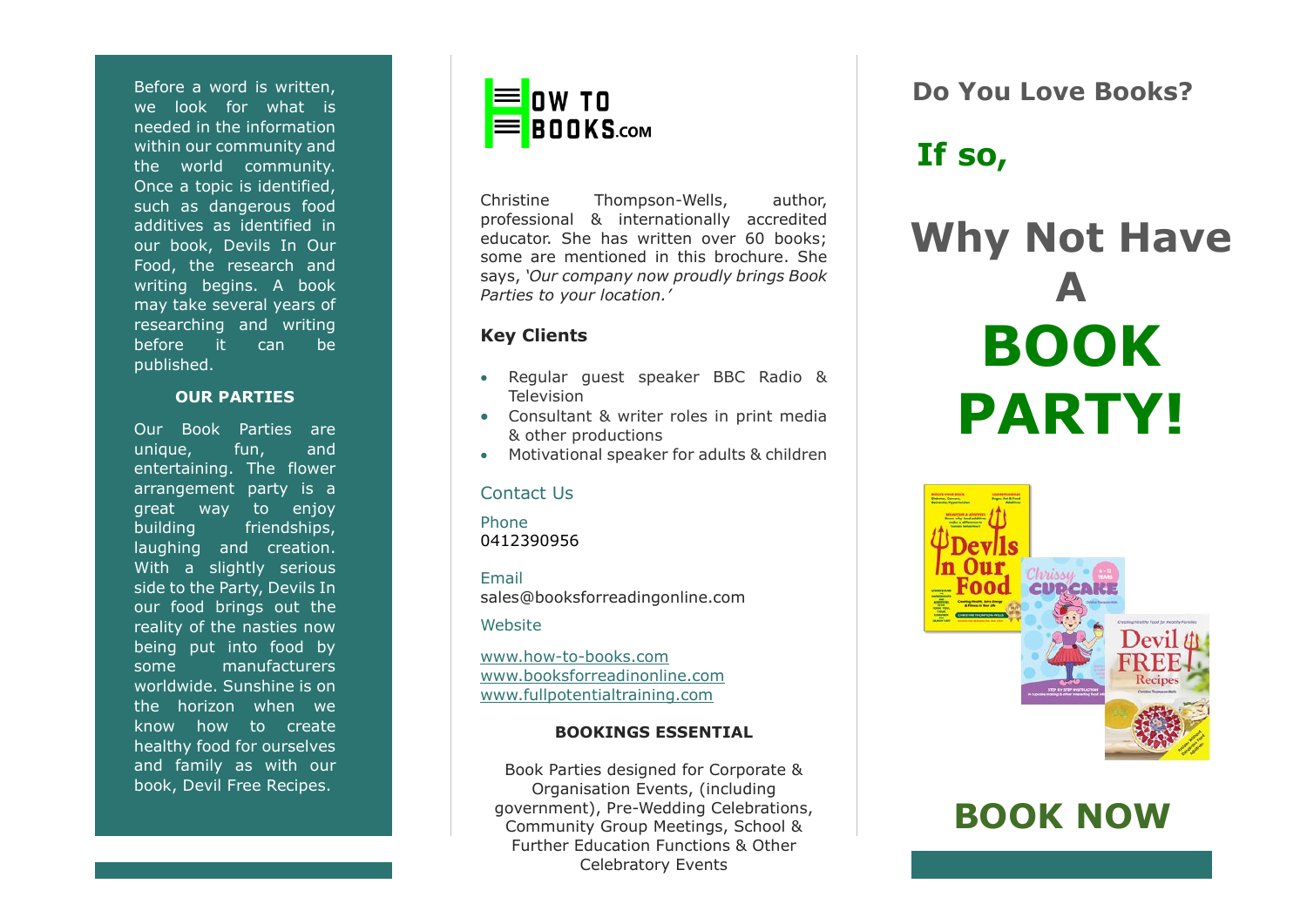Before a word is written, we look for what is needed in the information within our community and the world community. Once a topic is identified, such as dangerous food additives as identified in our book, Devils In Our Food, the research and writing begins. A book may take several years of researching and writing before it can be published.

## OUR PARTIES

Our Book Parties are unique, fun, and entertaining. The flower arrangement party is a great way to enjoy building friendships, laughing and creation. With a slightly serious side to the Party, Devils In our food brings out the reality of the nasties now being put into food by some manufacturers worldwide. Sunshine is on the horizon when we know how to create healthy food for ourselves and family as with our book, Devil Free Recipes.

HOW TO BOOKS.COM

Christine Thompson-Wells, author, professional & internationally accredited educator. She has written over 60 books; some are mentioned in this brochure. She says, *'Our company now proudly brings Book Parties to your location.'*

### Key Clients

- Regular guest speaker BBC Radio & Television
- Consultant & writer roles in print media & other productions
- Motivational speaker for adults & children

### Contact Us

Phone
0412390956

Email
sales@booksforreadingonline.com

Website

www.how-to-books.com
www.booksforreadinonline.com
www.fullpotentialtraining.com

**BOOKINGS ESSENTIAL**

Book Parties designed for Corporate & Organisation Events, (including government), Pre-Wedding Celebrations, Community Group Meetings, School & Further Education Functions & Other Celebratory Events

## Do You Love Books?

## If so,

# Why Not Have A BOOK PARTY!

## BOOK NOW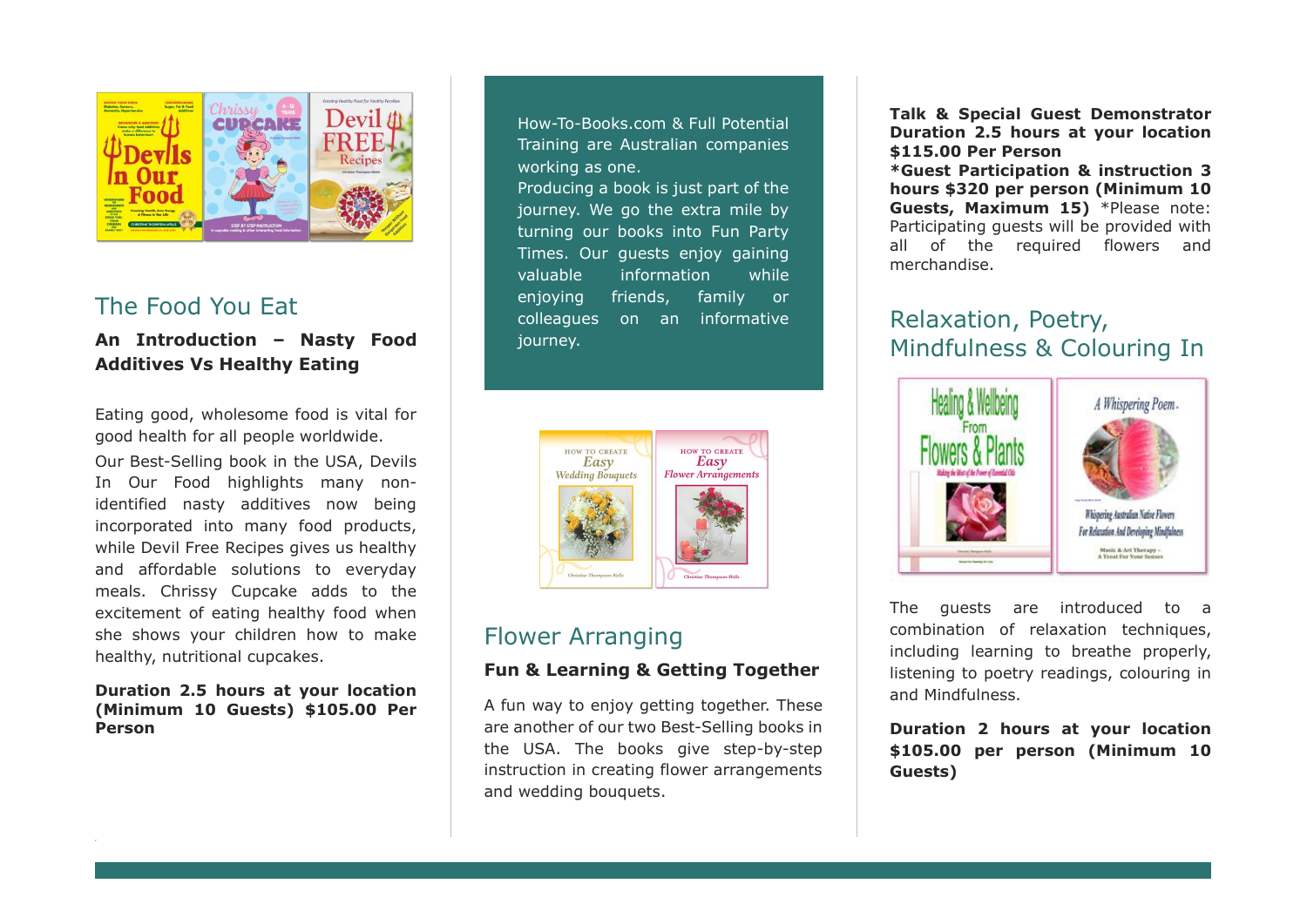## The Food You Eat

**An Introduction – Nasty Food Additives Vs Healthy Eating**

Eating good, wholesome food is vital for good health for all people worldwide.

Our Best-Selling book in the USA, Devils In Our Food highlights many non-identified nasty additives now being incorporated into many food products, while Devil Free Recipes gives us healthy and affordable solutions to everyday meals. Chrissy Cupcake adds to the excitement of eating healthy food when she shows your children how to make healthy, nutritional cupcakes.

**Duration 2.5 hours at your location (Minimum 10 Guests) $105.00 Per Person**

How-To-Books.com & Full Potential Training are Australian companies working as one.
Producing a book is just part of the journey. We go the extra mile by turning our books into Fun Party Times. Our guests enjoy gaining valuable information while enjoying friends, family or colleagues on an informative journey.

## Flower Arranging

**Fun & Learning & Getting Together**

A fun way to enjoy getting together. These are another of our two Best-Selling books in the USA. The books give step-by-step instruction in creating flower arrangements and wedding bouquets.

**Talk & Special Guest Demonstrator Duration 2.5 hours at your location $115.00 Per Person**
***Guest Participation & instruction 3 hours $320 per person (Minimum 10 Guests, Maximum 15)** *Please note: Participating guests will be provided with all of the required flowers and merchandise.

## Relaxation, Poetry, Mindfulness & Colouring In

The guests are introduced to a combination of relaxation techniques, including learning to breathe properly, listening to poetry readings, colouring in and Mindfulness.

**Duration 2 hours at your location $105.00 per person (Minimum 10 Guests)**